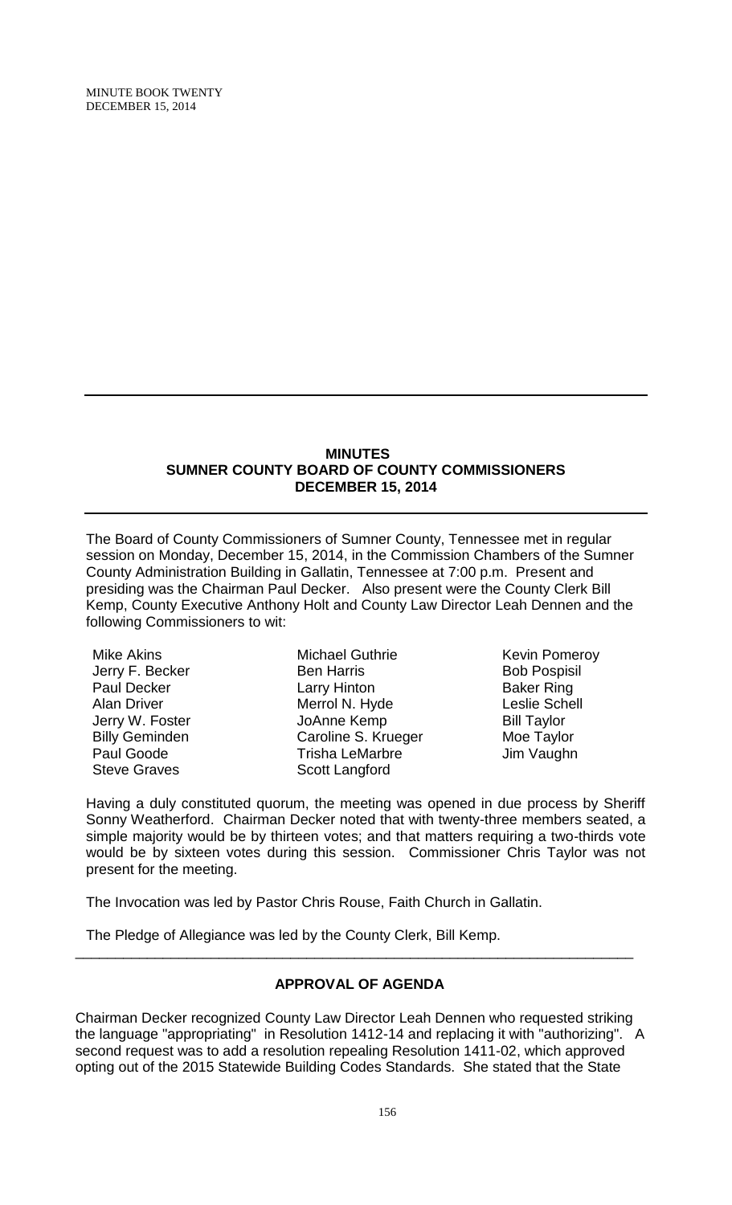## MINUTES
## SUMNER COUNTY BOARD OF COUNTY COMMISSIONERS
## DECEMBER 15, 2014

The Board of County Commissioners of Sumner County, Tennessee met in regular session on Monday, December 15, 2014, in the Commission Chambers of the Sumner County Administration Building in Gallatin, Tennessee at 7:00 p.m. Present and presiding was the Chairman Paul Decker. Also present were the County Clerk Bill Kemp, County Executive Anthony Holt and County Law Director Leah Dennen and the following Commissioners to wit:

Mike Akins
Jerry F. Becker
Paul Decker
Alan Driver
Jerry W. Foster
Billy Geminden
Paul Goode
Steve Graves
Michael Guthrie
Ben Harris
Larry Hinton
Merrol N. Hyde
JoAnne Kemp
Caroline S. Krueger
Trisha LeMarbre
Scott Langford
Kevin Pomeroy
Bob Pospisil
Baker Ring
Leslie Schell
Bill Taylor
Moe Taylor
Jim Vaughn

Having a duly constituted quorum, the meeting was opened in due process by Sheriff Sonny Weatherford. Chairman Decker noted that with twenty-three members seated, a simple majority would be by thirteen votes; and that matters requiring a two-thirds vote would be by sixteen votes during this session. Commissioner Chris Taylor was not present for the meeting.

The Invocation was led by Pastor Chris Rouse, Faith Church in Gallatin.

The Pledge of Allegiance was led by the County Clerk, Bill Kemp.

---

### APPROVAL OF AGENDA

Chairman Decker recognized County Law Director Leah Dennen who requested striking the language "appropriating" in Resolution 1412-14 and replacing it with "authorizing". A second request was to add a resolution repealing Resolution 1411-02, which approved opting out of the 2015 Statewide Building Codes Standards. She stated that the State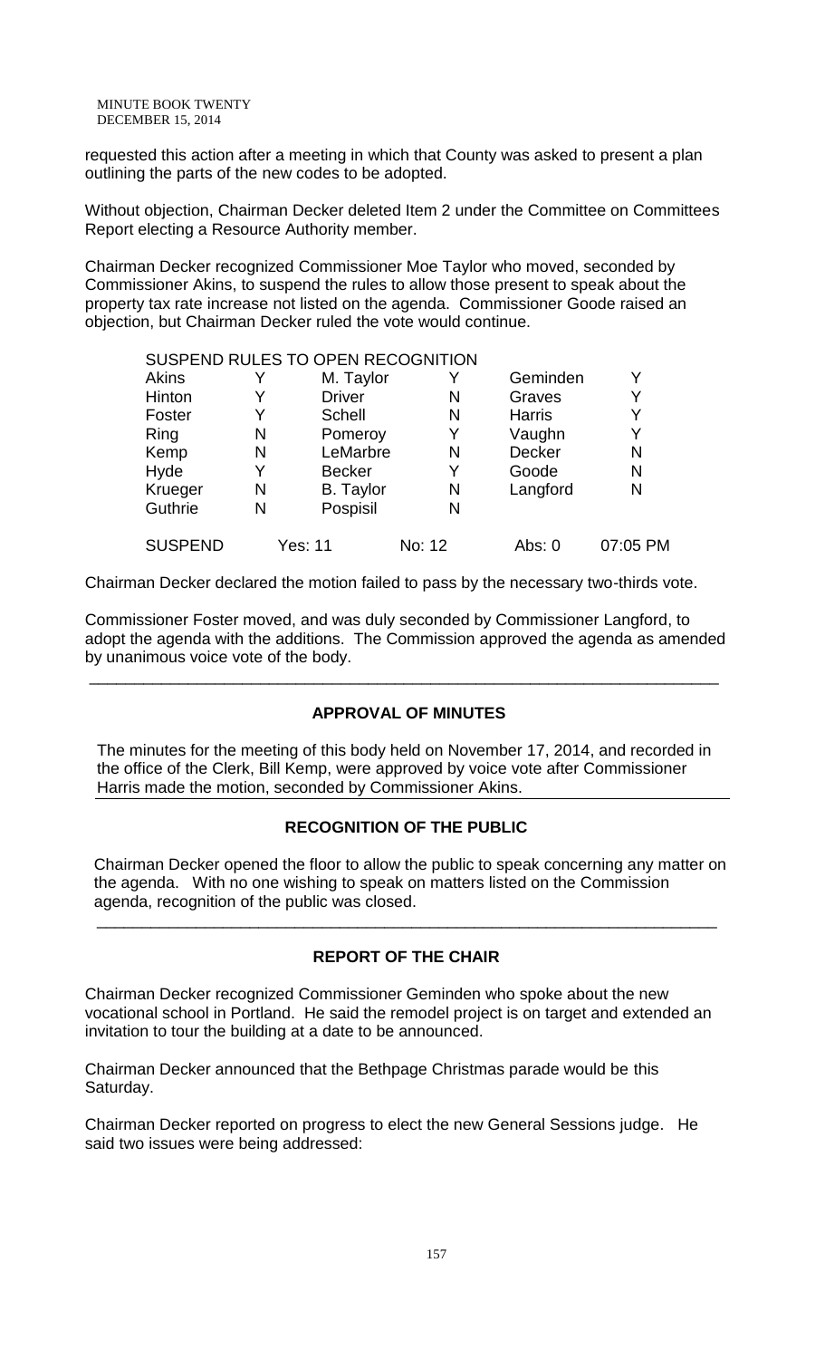requested this action after a meeting in which that County was asked to present a plan outlining the parts of the new codes to be adopted.

Without objection, Chairman Decker deleted Item 2 under the Committee on Committees Report electing a Resource Authority member.

Chairman Decker recognized Commissioner Moe Taylor who moved, seconded by Commissioner Akins, to suspend the rules to allow those present to speak about the property tax rate increase not listed on the agenda. Commissioner Goode raised an objection, but Chairman Decker ruled the vote would continue.

SUSPEND RULES TO OPEN RECOGNITION

| | | | | | |
|---|---|---|---|---|---|
| Akins | Y | M. Taylor | Y | Geminden | Y |
| Hinton | Y | Driver | N | Graves | Y |
| Foster | Y | Schell | N | Harris | Y |
| Ring | N | Pomeroy | Y | Vaughn | Y |
| Kemp | N | LeMarbre | N | Decker | N |
| Hyde | Y | Becker | Y | Goode | N |
| Krueger | N | B. Taylor | N | Langford | N |
| Guthrie | N | Pospisil | N | | |
| SUSPEND | Yes: 11 | | No: 12 | Abs: 0 | 07:05 PM |

Chairman Decker declared the motion failed to pass by the necessary two-thirds vote.

Commissioner Foster moved, and was duly seconded by Commissioner Langford, to adopt the agenda with the additions. The Commission approved the agenda as amended by unanimous voice vote of the body.

## APPROVAL OF MINUTES

The minutes for the meeting of this body held on November 17, 2014, and recorded in the office of the Clerk, Bill Kemp, were approved by voice vote after Commissioner Harris made the motion, seconded by Commissioner Akins.

## RECOGNITION OF THE PUBLIC

Chairman Decker opened the floor to allow the public to speak concerning any matter on the agenda. With no one wishing to speak on matters listed on the Commission agenda, recognition of the public was closed.

## REPORT OF THE CHAIR

Chairman Decker recognized Commissioner Geminden who spoke about the new vocational school in Portland. He said the remodel project is on target and extended an invitation to tour the building at a date to be announced.

Chairman Decker announced that the Bethpage Christmas parade would be this Saturday.

Chairman Decker reported on progress to elect the new General Sessions judge. He said two issues were being addressed: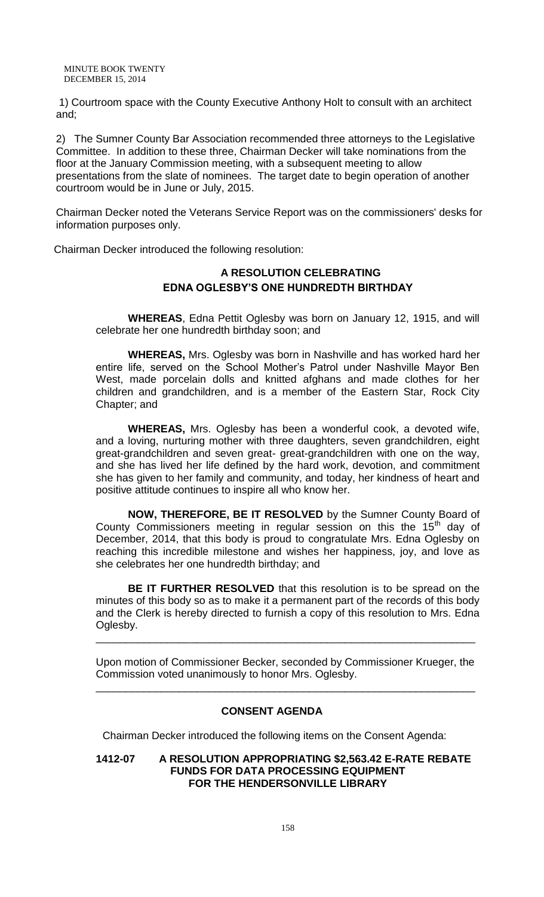1) Courtroom space with the County Executive Anthony Holt to consult with an architect and;

2) The Sumner County Bar Association recommended three attorneys to the Legislative Committee. In addition to these three, Chairman Decker will take nominations from the floor at the January Commission meeting, with a subsequent meeting to allow presentations from the slate of nominees. The target date to begin operation of another courtroom would be in June or July, 2015.

Chairman Decker noted the Veterans Service Report was on the commissioners' desks for information purposes only.

Chairman Decker introduced the following resolution:

**A RESOLUTION CELEBRATING EDNA OGLESBY'S ONE HUNDREDTH BIRTHDAY**

**WHEREAS**, Edna Pettit Oglesby was born on January 12, 1915, and will celebrate her one hundredth birthday soon; and

**WHEREAS,** Mrs. Oglesby was born in Nashville and has worked hard her entire life, served on the School Mother's Patrol under Nashville Mayor Ben West, made porcelain dolls and knitted afghans and made clothes for her children and grandchildren, and is a member of the Eastern Star, Rock City Chapter; and

**WHEREAS,** Mrs. Oglesby has been a wonderful cook, a devoted wife, and a loving, nurturing mother with three daughters, seven grandchildren, eight great-grandchildren and seven great- great-grandchildren with one on the way, and she has lived her life defined by the hard work, devotion, and commitment she has given to her family and community, and today, her kindness of heart and positive attitude continues to inspire all who know her.

**NOW, THEREFORE, BE IT RESOLVED** by the Sumner County Board of County Commissioners meeting in regular session on this the 15th day of December, 2014, that this body is proud to congratulate Mrs. Edna Oglesby on reaching this incredible milestone and wishes her happiness, joy, and love as she celebrates her one hundredth birthday; and

**BE IT FURTHER RESOLVED** that this resolution is to be spread on the minutes of this body so as to make it a permanent part of the records of this body and the Clerk is hereby directed to furnish a copy of this resolution to Mrs. Edna Oglesby.

---

Upon motion of Commissioner Becker, seconded by Commissioner Krueger, the Commission voted unanimously to honor Mrs. Oglesby.

---

**CONSENT AGENDA**

Chairman Decker introduced the following items on the Consent Agenda:

**1412-07 A RESOLUTION APPROPRIATING $2,563.42 E-RATE REBATE FUNDS FOR DATA PROCESSING EQUIPMENT FOR THE HENDERSONVILLE LIBRARY**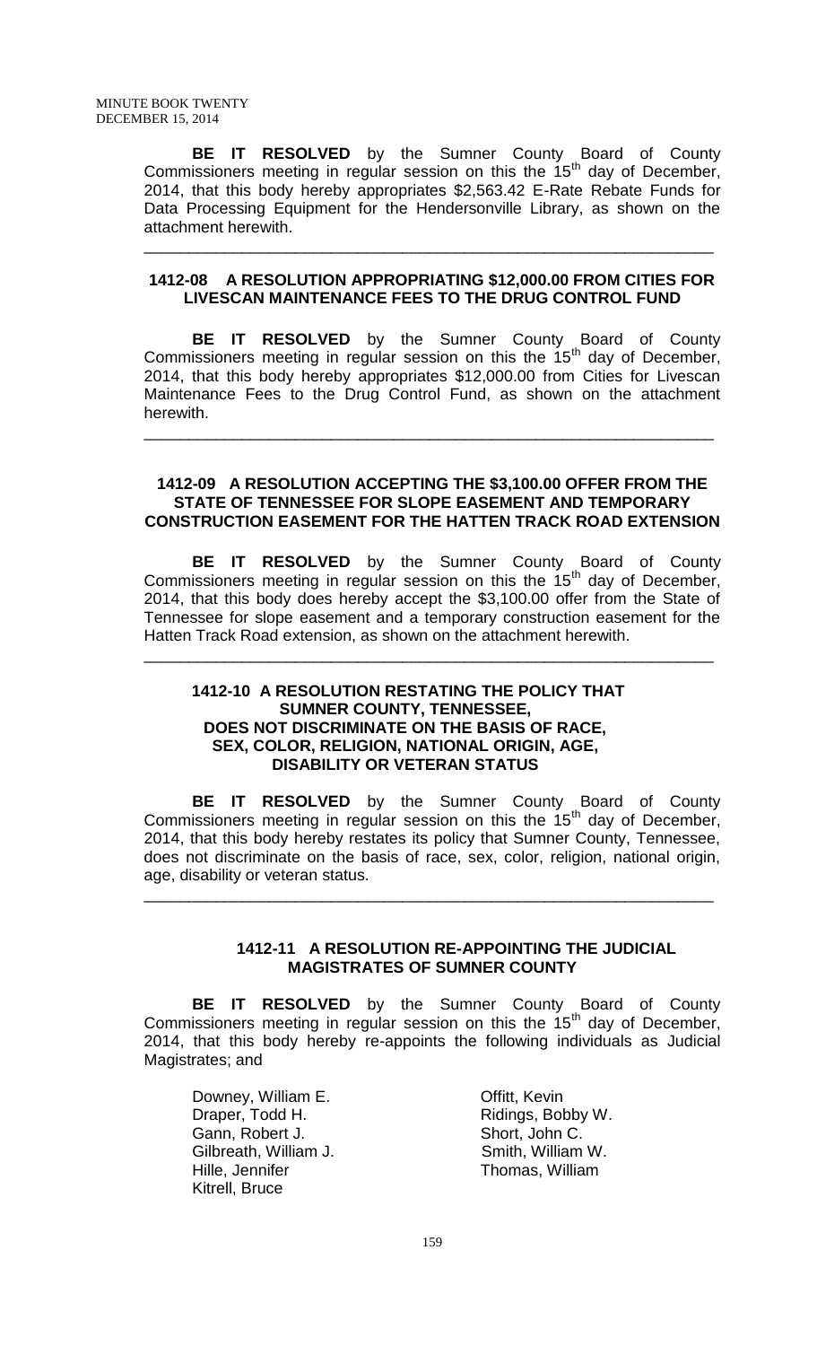**BE IT RESOLVED** by the Sumner County Board of County Commissioners meeting in regular session on this the 15th day of December, 2014, that this body hereby appropriates $2,563.42 E-Rate Rebate Funds for Data Processing Equipment for the Hendersonville Library, as shown on the attachment herewith.

---

### 1412-08 A RESOLUTION APPROPRIATING $12,000.00 FROM CITIES FOR LIVESCAN MAINTENANCE FEES TO THE DRUG CONTROL FUND

**BE IT RESOLVED** by the Sumner County Board of County Commissioners meeting in regular session on this the 15th day of December, 2014, that this body hereby appropriates $12,000.00 from Cities for Livescan Maintenance Fees to the Drug Control Fund, as shown on the attachment herewith.

---

### 1412-09 A RESOLUTION ACCEPTING THE $3,100.00 OFFER FROM THE STATE OF TENNESSEE FOR SLOPE EASEMENT AND TEMPORARY CONSTRUCTION EASEMENT FOR THE HATTEN TRACK ROAD EXTENSION

**BE IT RESOLVED** by the Sumner County Board of County Commissioners meeting in regular session on this the 15th day of December, 2014, that this body does hereby accept the $3,100.00 offer from the State of Tennessee for slope easement and a temporary construction easement for the Hatten Track Road extension, as shown on the attachment herewith.

---

### 1412-10 A RESOLUTION RESTATING THE POLICY THAT SUMNER COUNTY, TENNESSEE, DOES NOT DISCRIMINATE ON THE BASIS OF RACE, SEX, COLOR, RELIGION, NATIONAL ORIGIN, AGE, DISABILITY OR VETERAN STATUS

**BE IT RESOLVED** by the Sumner County Board of County Commissioners meeting in regular session on this the 15th day of December, 2014, that this body hereby restates its policy that Sumner County, Tennessee, does not discriminate on the basis of race, sex, color, religion, national origin, age, disability or veteran status.

---

### 1412-11 A RESOLUTION RE-APPOINTING THE JUDICIAL MAGISTRATES OF SUMNER COUNTY

**BE IT RESOLVED** by the Sumner County Board of County Commissioners meeting in regular session on this the 15th day of December, 2014, that this body hereby re-appoints the following individuals as Judicial Magistrates; and

- Downey, William E.
- Draper, Todd H.
- Gann, Robert J.
- Gilbreath, William J.
- Hille, Jennifer
- Kitrell, Bruce
- Offitt, Kevin
- Ridings, Bobby W.
- Short, John C.
- Smith, William W.
- Thomas, William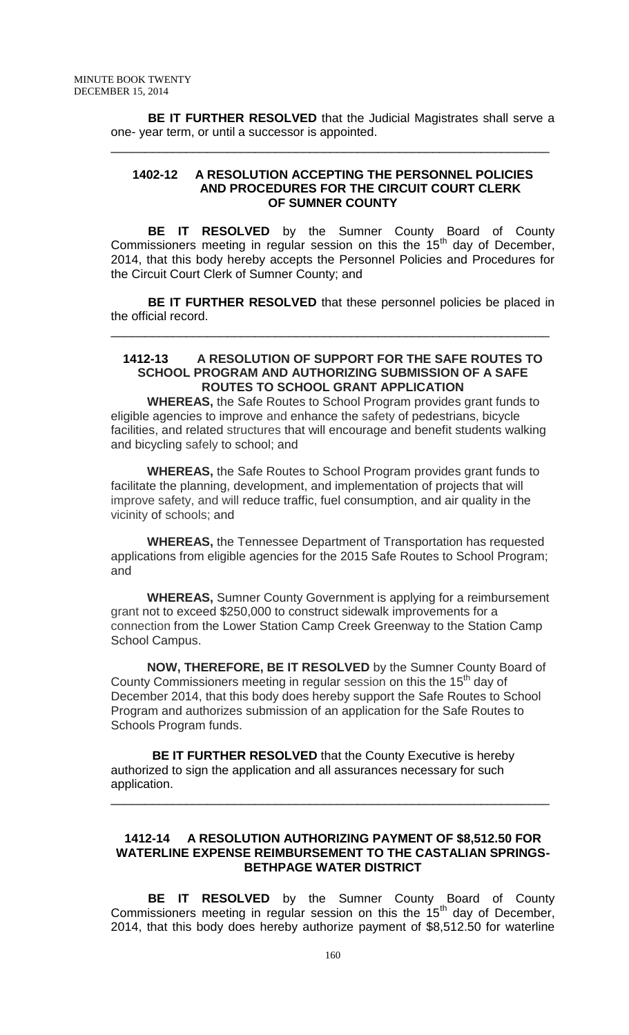**BE IT FURTHER RESOLVED** that the Judicial Magistrates shall serve a one- year term, or until a successor is appointed.

---

### 1402-12 A RESOLUTION ACCEPTING THE PERSONNEL POLICIES AND PROCEDURES FOR THE CIRCUIT COURT CLERK OF SUMNER COUNTY

**BE IT RESOLVED** by the Sumner County Board of County Commissioners meeting in regular session on this the 15th day of December, 2014, that this body hereby accepts the Personnel Policies and Procedures for the Circuit Court Clerk of Sumner County; and

**BE IT FURTHER RESOLVED** that these personnel policies be placed in the official record.

---

### 1412-13 A RESOLUTION OF SUPPORT FOR THE SAFE ROUTES TO SCHOOL PROGRAM AND AUTHORIZING SUBMISSION OF A SAFE ROUTES TO SCHOOL GRANT APPLICATION

**WHEREAS,** the Safe Routes to School Program provides grant funds to eligible agencies to improve and enhance the safety of pedestrians, bicycle facilities, and related structures that will encourage and benefit students walking and bicycling safely to school; and

**WHEREAS,** the Safe Routes to School Program provides grant funds to facilitate the planning, development, and implementation of projects that will improve safety, and will reduce traffic, fuel consumption, and air quality in the vicinity of schools; and

**WHEREAS,** the Tennessee Department of Transportation has requested applications from eligible agencies for the 2015 Safe Routes to School Program; and

**WHEREAS,** Sumner County Government is applying for a reimbursement grant not to exceed $250,000 to construct sidewalk improvements for a connection from the Lower Station Camp Creek Greenway to the Station Camp School Campus.

**NOW, THEREFORE, BE IT RESOLVED** by the Sumner County Board of County Commissioners meeting in regular session on this the 15th day of December 2014, that this body does hereby support the Safe Routes to School Program and authorizes submission of an application for the Safe Routes to Schools Program funds.

**BE IT FURTHER RESOLVED** that the County Executive is hereby authorized to sign the application and all assurances necessary for such application.

---

### 1412-14 A RESOLUTION AUTHORIZING PAYMENT OF $8,512.50 FOR WATERLINE EXPENSE REIMBURSEMENT TO THE CASTALIAN SPRINGS-BETHPAGE WATER DISTRICT

**BE IT RESOLVED** by the Sumner County Board of County Commissioners meeting in regular session on this the 15th day of December, 2014, that this body does hereby authorize payment of $8,512.50 for waterline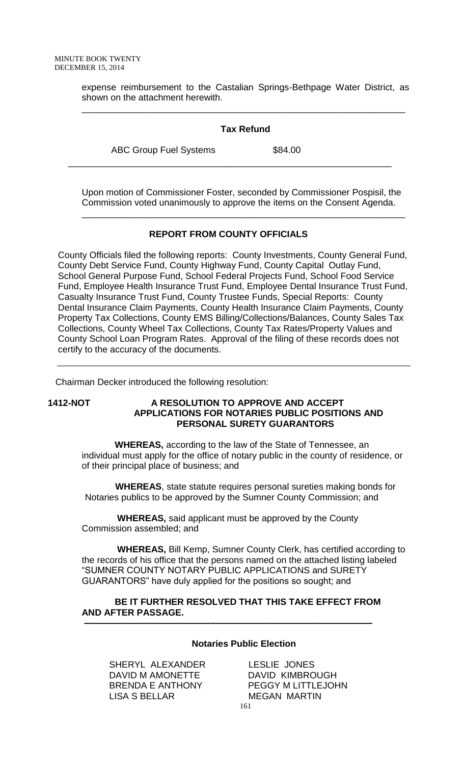expense reimbursement to the Castalian Springs-Bethpage Water District, as shown on the attachment herewith.

---

**Tax Refund**

| | |
|---|---|
| ABC Group Fuel Systems | $84.00 |

---

Upon motion of Commissioner Foster, seconded by Commissioner Pospisil, the Commission voted unanimously to approve the items on the Consent Agenda.

---

**REPORT FROM COUNTY OFFICIALS**

County Officials filed the following reports: County Investments, County General Fund, County Debt Service Fund, County Highway Fund, County Capital Outlay Fund, School General Purpose Fund, School Federal Projects Fund, School Food Service Fund, Employee Health Insurance Trust Fund, Employee Dental Insurance Trust Fund, Casualty Insurance Trust Fund, County Trustee Funds, Special Reports: County Dental Insurance Claim Payments, County Health Insurance Claim Payments, County Property Tax Collections, County EMS Billing/Collections/Balances, County Sales Tax Collections, County Wheel Tax Collections, County Tax Rates/Property Values and County School Loan Program Rates. Approval of the filing of these records does not certify to the accuracy of the documents.

---

Chairman Decker introduced the following resolution:

**1412-NOT A RESOLUTION TO APPROVE AND ACCEPT APPLICATIONS FOR NOTARIES PUBLIC POSITIONS AND PERSONAL SURETY GUARANTORS**

**WHEREAS,** according to the law of the State of Tennessee, an individual must apply for the office of notary public in the county of residence, or of their principal place of business; and

**WHEREAS**, state statute requires personal sureties making bonds for Notaries publics to be approved by the Sumner County Commission; and

**WHEREAS,** said applicant must be approved by the County Commission assembled; and

**WHEREAS,** Bill Kemp, Sumner County Clerk, has certified according to the records of his office that the persons named on the attached listing labeled "SUMNER COUNTY NOTARY PUBLIC APPLICATIONS and SURETY GUARANTORS" have duly applied for the positions so sought; and

**BE IT FURTHER RESOLVED THAT THIS TAKE EFFECT FROM AND AFTER PASSAGE.**

---

**Notaries Public Election**

SHERYL ALEXANDER
DAVID M AMONETTE
BRENDA E ANTHONY
LISA S BELLAR
LESLIE JONES
DAVID KIMBROUGH
PEGGY M LITTLEJOHN
MEGAN MARTIN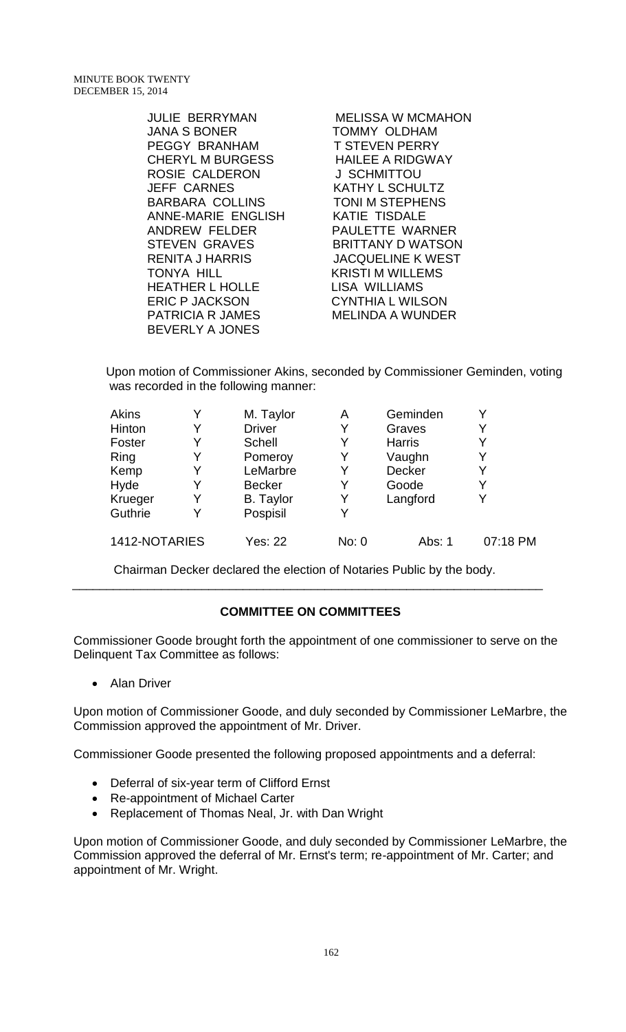JULIE BERRYMAN
JANA S BONER
PEGGY BRANHAM
CHERYL M BURGESS
ROSIE CALDERON
JEFF CARNES
BARBARA COLLINS
ANNE-MARIE ENGLISH
ANDREW FELDER
STEVEN GRAVES
RENITA J HARRIS
TONYA HILL
HEATHER L HOLLE
ERIC P JACKSON
PATRICIA R JAMES
BEVERLY A JONES
MELISSA W MCMAHON
TOMMY OLDHAM
T STEVEN PERRY
HAILEE A RIDGWAY
J SCHMITTOU
KATHY L SCHULTZ
TONI M STEPHENS
KATIE TISDALE
PAULETTE WARNER
BRITTANY D WATSON
JACQUELINE K WEST
KRISTI M WILLEMS
LISA WILLIAMS
CYNTHIA L WILSON
MELINDA A WUNDER

Upon motion of Commissioner Akins, seconded by Commissioner Geminden, voting was recorded in the following manner:

| | | | | | |
|---|---|---|---|---|---|
| Akins | Y | M. Taylor | A | Geminden | Y |
| Hinton | Y | Driver | Y | Graves | Y |
| Foster | Y | Schell | Y | Harris | Y |
| Ring | Y | Pomeroy | Y | Vaughn | Y |
| Kemp | Y | LeMarbre | Y | Decker | Y |
| Hyde | Y | Becker | Y | Goode | Y |
| Krueger | Y | B. Taylor | Y | Langford | Y |
| Guthrie | Y | Pospisil | Y | | |

1412-NOTARIES Yes: 22 No: 0 Abs: 1 07:18 PM

Chairman Decker declared the election of Notaries Public by the body.

---

## COMMITTEE ON COMMITTEES

Commissioner Goode brought forth the appointment of one commissioner to serve on the Delinquent Tax Committee as follows:

- Alan Driver

Upon motion of Commissioner Goode, and duly seconded by Commissioner LeMarbre, the Commission approved the appointment of Mr. Driver.

Commissioner Goode presented the following proposed appointments and a deferral:

- Deferral of six-year term of Clifford Ernst
- Re-appointment of Michael Carter
- Replacement of Thomas Neal, Jr. with Dan Wright

Upon motion of Commissioner Goode, and duly seconded by Commissioner LeMarbre, the Commission approved the deferral of Mr. Ernst's term; re-appointment of Mr. Carter; and appointment of Mr. Wright.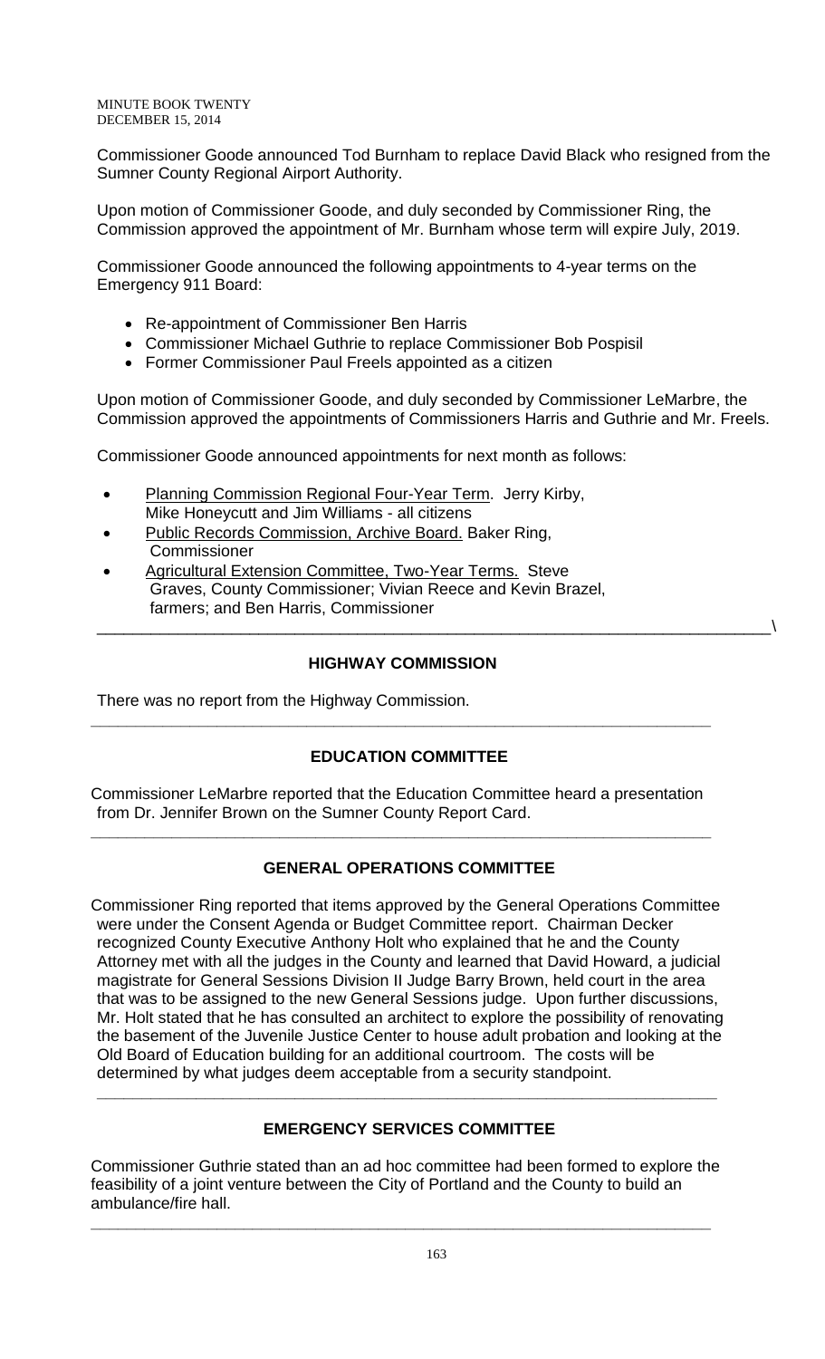Commissioner Goode announced Tod Burnham to replace David Black who resigned from the Sumner County Regional Airport Authority.

Upon motion of Commissioner Goode, and duly seconded by Commissioner Ring, the Commission approved the appointment of Mr. Burnham whose term will expire July, 2019.

Commissioner Goode announced the following appointments to 4-year terms on the Emergency 911 Board:

- Re-appointment of Commissioner Ben Harris
- Commissioner Michael Guthrie to replace Commissioner Bob Pospisil
- Former Commissioner Paul Freels appointed as a citizen

Upon motion of Commissioner Goode, and duly seconded by Commissioner LeMarbre, the Commission approved the appointments of Commissioners Harris and Guthrie and Mr. Freels.

Commissioner Goode announced appointments for next month as follows:

- Planning Commission Regional Four-Year Term. Jerry Kirby, Mike Honeycutt and Jim Williams - all citizens
- Public Records Commission, Archive Board. Baker Ring, Commissioner
- Agricultural Extension Committee, Two-Year Terms. Steve Graves, County Commissioner; Vivian Reece and Kevin Brazel, farmers; and Ben Harris, Commissioner

---

## HIGHWAY COMMISSION

There was no report from the Highway Commission.

---

## EDUCATION COMMITTEE

Commissioner LeMarbre reported that the Education Committee heard a presentation from Dr. Jennifer Brown on the Sumner County Report Card.

---

## GENERAL OPERATIONS COMMITTEE

Commissioner Ring reported that items approved by the General Operations Committee were under the Consent Agenda or Budget Committee report. Chairman Decker recognized County Executive Anthony Holt who explained that he and the County Attorney met with all the judges in the County and learned that David Howard, a judicial magistrate for General Sessions Division II Judge Barry Brown, held court in the area that was to be assigned to the new General Sessions judge. Upon further discussions, Mr. Holt stated that he has consulted an architect to explore the possibility of renovating the basement of the Juvenile Justice Center to house adult probation and looking at the Old Board of Education building for an additional courtroom. The costs will be determined by what judges deem acceptable from a security standpoint.

---

## EMERGENCY SERVICES COMMITTEE

Commissioner Guthrie stated than an ad hoc committee had been formed to explore the feasibility of a joint venture between the City of Portland and the County to build an ambulance/fire hall.

---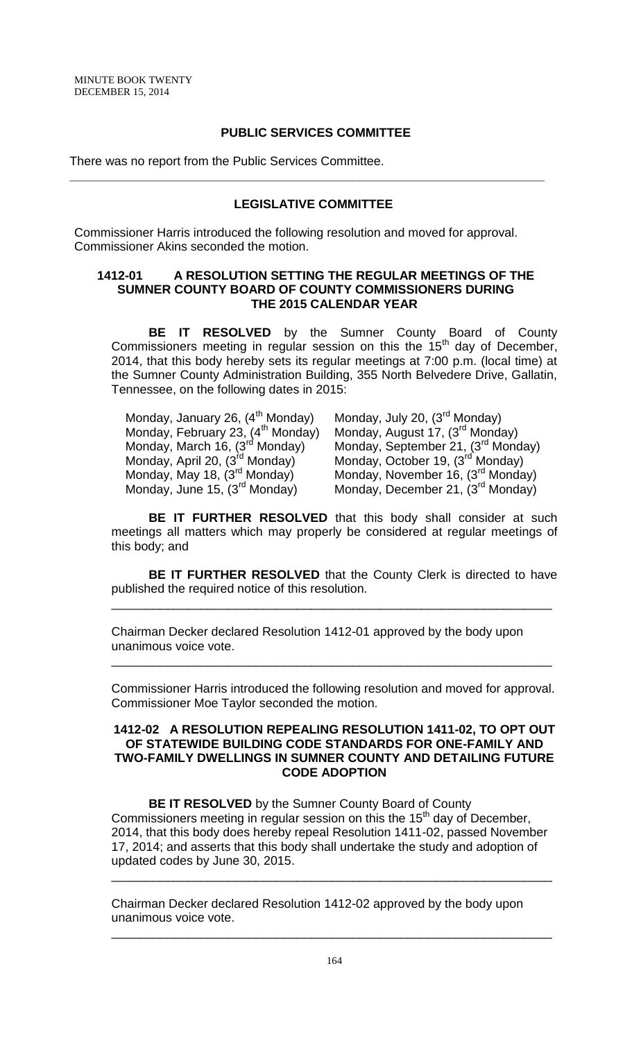## PUBLIC SERVICES COMMITTEE

There was no report from the Public Services Committee.

---

## LEGISLATIVE COMMITTEE

Commissioner Harris introduced the following resolution and moved for approval. Commissioner Akins seconded the motion.

### 1412-01 A RESOLUTION SETTING THE REGULAR MEETINGS OF THE SUMNER COUNTY BOARD OF COUNTY COMMISSIONERS DURING THE 2015 CALENDAR YEAR

**BE IT RESOLVED** by the Sumner County Board of County Commissioners meeting in regular session on this the 15th day of December, 2014, that this body hereby sets its regular meetings at 7:00 p.m. (local time) at the Sumner County Administration Building, 355 North Belvedere Drive, Gallatin, Tennessee, on the following dates in 2015:

| | |
|---|---|
| Monday, January 26, (4th Monday) | Monday, July 20, (3rd Monday) |
| Monday, February 23, (4th Monday) | Monday, August 17, (3rd Monday) |
| Monday, March 16, (3rd Monday) | Monday, September 21, (3rd Monday) |
| Monday, April 20, (3rd Monday) | Monday, October 19, (3rd Monday) |
| Monday, May 18, (3rd Monday) | Monday, November 16, (3rd Monday) |
| Monday, June 15, (3rd Monday) | Monday, December 21, (3rd Monday) |

**BE IT FURTHER RESOLVED** that this body shall consider at such meetings all matters which may properly be considered at regular meetings of this body; and

**BE IT FURTHER RESOLVED** that the County Clerk is directed to have published the required notice of this resolution.

---

Chairman Decker declared Resolution 1412-01 approved by the body upon unanimous voice vote.

---

Commissioner Harris introduced the following resolution and moved for approval. Commissioner Moe Taylor seconded the motion.

### 1412-02 A RESOLUTION REPEALING RESOLUTION 1411-02, TO OPT OUT OF STATEWIDE BUILDING CODE STANDARDS FOR ONE-FAMILY AND TWO-FAMILY DWELLINGS IN SUMNER COUNTY AND DETAILING FUTURE CODE ADOPTION

**BE IT RESOLVED** by the Sumner County Board of County Commissioners meeting in regular session on this the 15th day of December, 2014, that this body does hereby repeal Resolution 1411-02, passed November 17, 2014; and asserts that this body shall undertake the study and adoption of updated codes by June 30, 2015.

---

Chairman Decker declared Resolution 1412-02 approved by the body upon unanimous voice vote.

---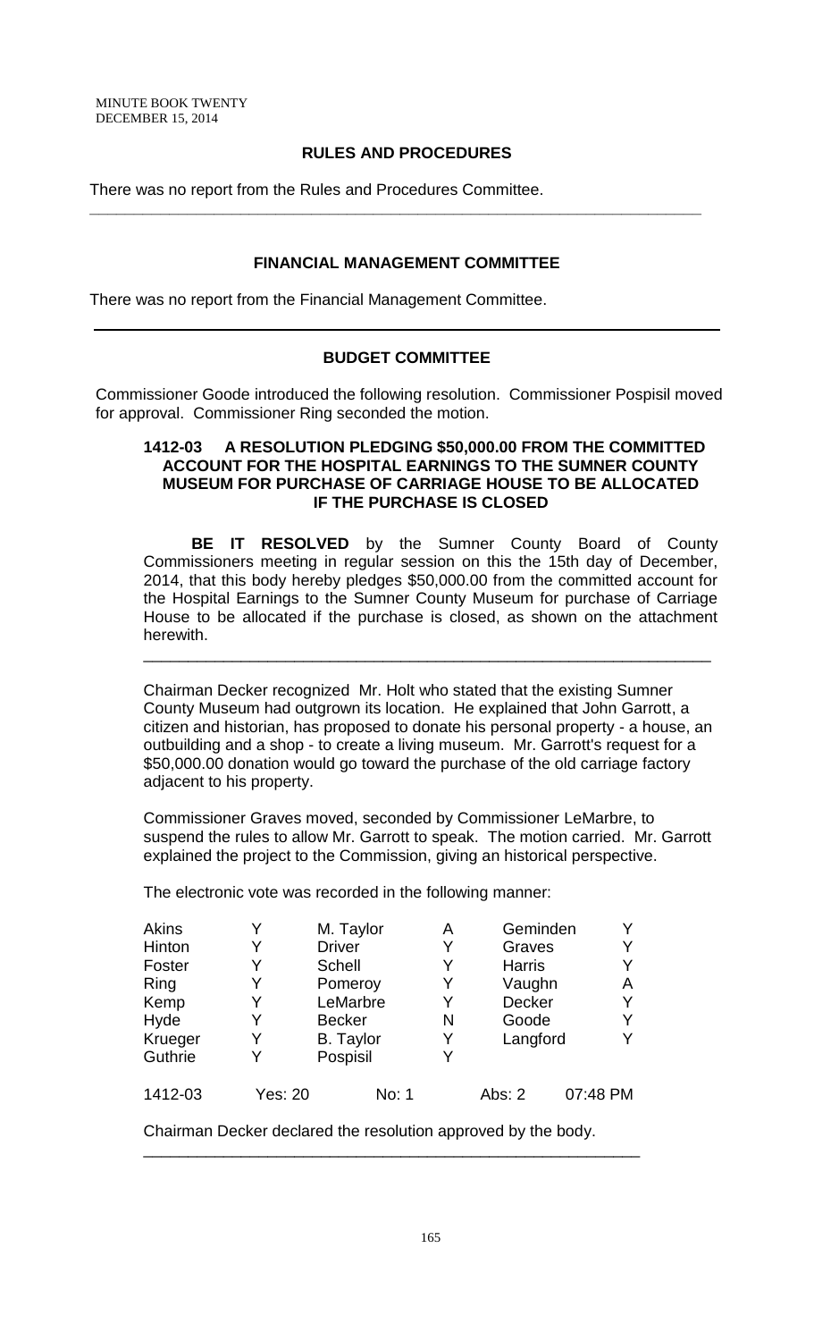## RULES AND PROCEDURES

There was no report from the Rules and Procedures Committee.

---

## FINANCIAL MANAGEMENT COMMITTEE

There was no report from the Financial Management Committee.

---

## BUDGET COMMITTEE

Commissioner Goode introduced the following resolution. Commissioner Pospisil moved for approval. Commissioner Ring seconded the motion.

**1412-03 A RESOLUTION PLEDGING $50,000.00 FROM THE COMMITTED ACCOUNT FOR THE HOSPITAL EARNINGS TO THE SUMNER COUNTY MUSEUM FOR PURCHASE OF CARRIAGE HOUSE TO BE ALLOCATED IF THE PURCHASE IS CLOSED**

**BE IT RESOLVED** by the Sumner County Board of County Commissioners meeting in regular session on this the 15th day of December, 2014, that this body hereby pledges $50,000.00 from the committed account for the Hospital Earnings to the Sumner County Museum for purchase of Carriage House to be allocated if the purchase is closed, as shown on the attachment herewith.

---

Chairman Decker recognized Mr. Holt who stated that the existing Sumner County Museum had outgrown its location. He explained that John Garrott, a citizen and historian, has proposed to donate his personal property - a house, an outbuilding and a shop - to create a living museum. Mr. Garrott's request for a $50,000.00 donation would go toward the purchase of the old carriage factory adjacent to his property.

Commissioner Graves moved, seconded by Commissioner LeMarbre, to suspend the rules to allow Mr. Garrott to speak. The motion carried. Mr. Garrott explained the project to the Commission, giving an historical perspective.

The electronic vote was recorded in the following manner:

| | | | | | |
|---|---|---|---|---|---|
| Akins | Y | M. Taylor | A | Geminden | Y |
| Hinton | Y | Driver | Y | Graves | Y |
| Foster | Y | Schell | Y | Harris | Y |
| Ring | Y | Pomeroy | Y | Vaughn | A |
| Kemp | Y | LeMarbre | Y | Decker | Y |
| Hyde | Y | Becker | N | Goode | Y |
| Krueger | Y | B. Taylor | Y | Langford | Y |
| Guthrie | Y | Pospisil | Y | | |

1412-03 Yes: 20 No: 1 Abs: 2 07:48 PM

Chairman Decker declared the resolution approved by the body.

---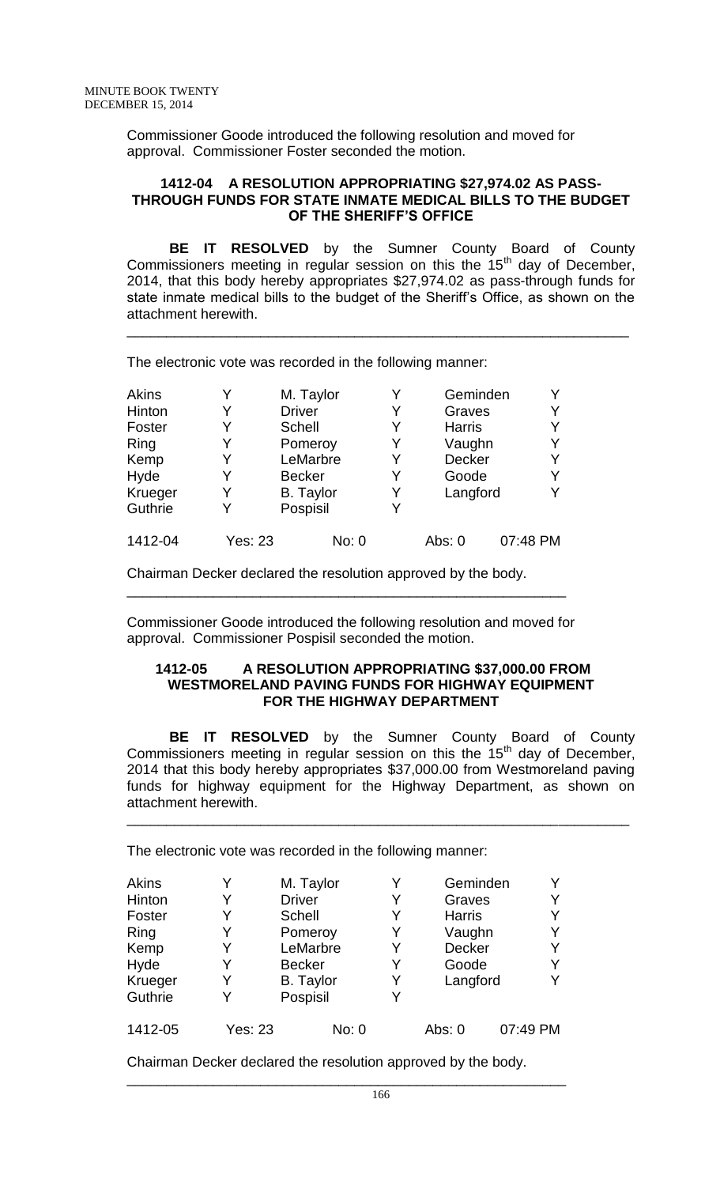Commissioner Goode introduced the following resolution and moved for approval. Commissioner Foster seconded the motion.

### 1412-04 A RESOLUTION APPROPRIATING $27,974.02 AS PASS-THROUGH FUNDS FOR STATE INMATE MEDICAL BILLS TO THE BUDGET OF THE SHERIFF'S OFFICE

**BE IT RESOLVED** by the Sumner County Board of County Commissioners meeting in regular session on this the 15th day of December, 2014, that this body hereby appropriates $27,974.02 as pass-through funds for state inmate medical bills to the budget of the Sheriff's Office, as shown on the attachment herewith.

---

The electronic vote was recorded in the following manner:

| | | | | | |
|---|---|---|---|---|---|
| Akins | Y | M. Taylor | Y | Geminden | Y |
| Hinton | Y | Driver | Y | Graves | Y |
| Foster | Y | Schell | Y | Harris | Y |
| Ring | Y | Pomeroy | Y | Vaughn | Y |
| Kemp | Y | LeMarbre | Y | Decker | Y |
| Hyde | Y | Becker | Y | Goode | Y |
| Krueger | Y | B. Taylor | Y | Langford | Y |
| Guthrie | Y | Pospisil | Y | | |

1412-04 Yes: 23 No: 0 Abs: 0 07:48 PM

Chairman Decker declared the resolution approved by the body.

---

Commissioner Goode introduced the following resolution and moved for approval. Commissioner Pospisil seconded the motion.

### 1412-05 A RESOLUTION APPROPRIATING $37,000.00 FROM WESTMORELAND PAVING FUNDS FOR HIGHWAY EQUIPMENT FOR THE HIGHWAY DEPARTMENT

**BE IT RESOLVED** by the Sumner County Board of County Commissioners meeting in regular session on this the 15th day of December, 2014 that this body hereby appropriates $37,000.00 from Westmoreland paving funds for highway equipment for the Highway Department, as shown on attachment herewith.

---

The electronic vote was recorded in the following manner:

| | | | | | |
|---|---|---|---|---|---|
| Akins | Y | M. Taylor | Y | Geminden | Y |
| Hinton | Y | Driver | Y | Graves | Y |
| Foster | Y | Schell | Y | Harris | Y |
| Ring | Y | Pomeroy | Y | Vaughn | Y |
| Kemp | Y | LeMarbre | Y | Decker | Y |
| Hyde | Y | Becker | Y | Goode | Y |
| Krueger | Y | B. Taylor | Y | Langford | Y |
| Guthrie | Y | Pospisil | Y | | |

1412-05 Yes: 23 No: 0 Abs: 0 07:49 PM

Chairman Decker declared the resolution approved by the body.

---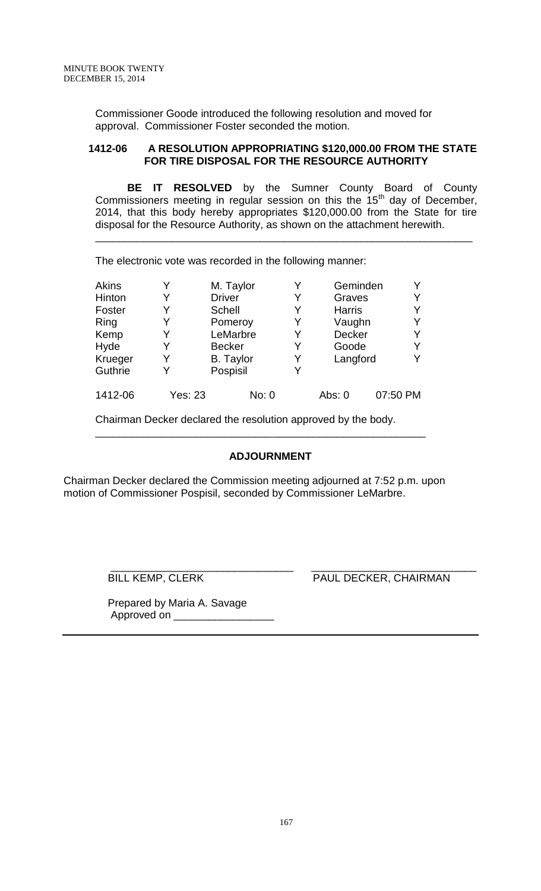Commissioner Goode introduced the following resolution and moved for approval. Commissioner Foster seconded the motion.

**1412-06 A RESOLUTION APPROPRIATING $120,000.00 FROM THE STATE FOR TIRE DISPOSAL FOR THE RESOURCE AUTHORITY**

**BE IT RESOLVED** by the Sumner County Board of County Commissioners meeting in regular session on this the 15th day of December, 2014, that this body hereby appropriates $120,000.00 from the State for tire disposal for the Resource Authority, as shown on the attachment herewith.

---

The electronic vote was recorded in the following manner:

| | | | | | |
|---|---|---|---|---|---|
| Akins | Y | M. Taylor | Y | Geminden | Y |
| Hinton | Y | Driver | Y | Graves | Y |
| Foster | Y | Schell | Y | Harris | Y |
| Ring | Y | Pomeroy | Y | Vaughn | Y |
| Kemp | Y | LeMarbre | Y | Decker | Y |
| Hyde | Y | Becker | Y | Goode | Y |
| Krueger | Y | B. Taylor | Y | Langford | Y |
| Guthrie | Y | Pospisil | Y | | |

1412-06 Yes: 23 No: 0 Abs: 0 07:50 PM

Chairman Decker declared the resolution approved by the body.

---

## ADJOURNMENT

Chairman Decker declared the Commission meeting adjourned at 7:52 p.m. upon motion of Commissioner Pospisil, seconded by Commissioner LeMarbre.

\_\_\_\_\_\_\_\_\_\_\_\_\_\_\_\_\_\_\_\_\_\_\_\_\_\_\_\_\_\_ \_\_\_\_\_\_\_\_\_\_\_\_\_\_\_\_\_\_\_\_\_\_\_\_\_\_\_\_\_\_

BILL KEMP, CLERK PAUL DECKER, CHAIRMAN

Prepared by Maria A. Savage

Approved on \_\_\_\_\_\_\_\_\_\_\_\_\_\_\_\_